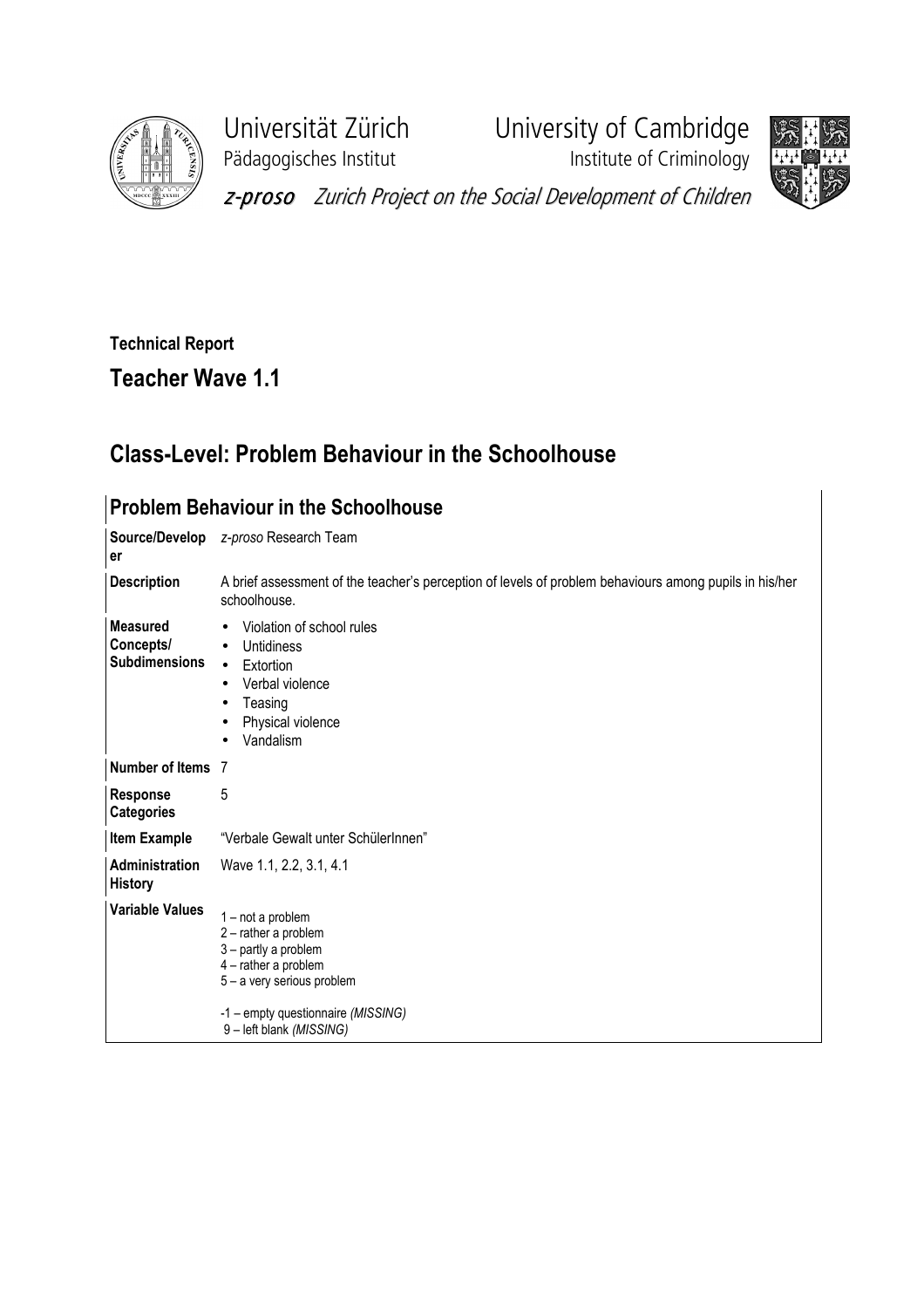Universität Zürich
Pädagogisches Institut

University of Cambridge
Institute of Criminology

*z-proso* Zurich Project on the Social Development of Children

**Technical Report**

## Teacher Wave 1.1

# Class-Level: Problem Behaviour in the Schoolhouse

## Problem Behaviour in the Schoolhouse

| | |
|---|---|
| **Source/Developer** | *z-proso* Research Team |
| **Description** | A brief assessment of the teacher's perception of levels of problem behaviours among pupils in his/her schoolhouse. |
| **Measured Concepts/ Subdimensions** | • Violation of school rules<br>• Untidiness<br>• Extortion<br>• Verbal violence<br>• Teasing<br>• Physical violence<br>• Vandalism |
| **Number of Items** | 7 |
| **Response Categories** | 5 |
| **Item Example** | "Verbale Gewalt unter SchülerInnen" |
| **Administration History** | Wave 1.1, 2.2, 3.1, 4.1 |
| **Variable Values** | 1 – not a problem<br>2 – rather a problem<br>3 – partly a problem<br>4 – rather a problem<br>5 – a very serious problem<br><br>-1 – empty questionnaire *(MISSING)*<br>9 – left blank *(MISSING)* |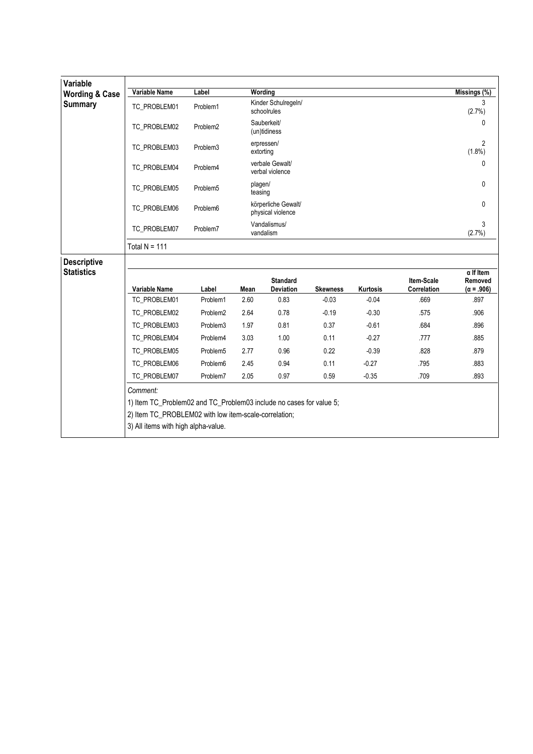## Variable Wording & Case Summary

| Variable Name | Label | Wording | Missings (%) |
|---|---|---|---|
| TC_PROBLEM01 | Problem1 | Kinder Schulregeln/ schoolrules | 3 (2.7%) |
| TC_PROBLEM02 | Problem2 | Sauberkeit/ (un)tidiness | 0 |
| TC_PROBLEM03 | Problem3 | erpressen/ extorting | 2 (1.8%) |
| TC_PROBLEM04 | Problem4 | verbale Gewalt/ verbal violence | 0 |
| TC_PROBLEM05 | Problem5 | plagen/ teasing | 0 |
| TC_PROBLEM06 | Problem6 | körperliche Gewalt/ physical violence | 0 |
| TC_PROBLEM07 | Problem7 | Vandalismus/ vandalism | 3 (2.7%) |

Total N = 111

## Descriptive Statistics

| Variable Name | Label | Mean | Standard Deviation | Skewness | Kurtosis | Item-Scale Correlation | α If Item Removed (α = .906) |
|---|---|---|---|---|---|---|---|
| TC_PROBLEM01 | Problem1 | 2.60 | 0.83 | -0.03 | -0.04 | .669 | .897 |
| TC_PROBLEM02 | Problem2 | 2.64 | 0.78 | -0.19 | -0.30 | .575 | .906 |
| TC_PROBLEM03 | Problem3 | 1.97 | 0.81 | 0.37 | -0.61 | .684 | .896 |
| TC_PROBLEM04 | Problem4 | 3.03 | 1.00 | 0.11 | -0.27 | .777 | .885 |
| TC_PROBLEM05 | Problem5 | 2.77 | 0.96 | 0.22 | -0.39 | .828 | .879 |
| TC_PROBLEM06 | Problem6 | 2.45 | 0.94 | 0.11 | -0.27 | .795 | .883 |
| TC_PROBLEM07 | Problem7 | 2.05 | 0.97 | 0.59 | -0.35 | .709 | .893 |

*Comment:*

1) Item TC_Problem02 and TC_Problem03 include no cases for value 5;

2) Item TC_PROBLEM02 with low item-scale-correlation;

3) All items with high alpha-value.